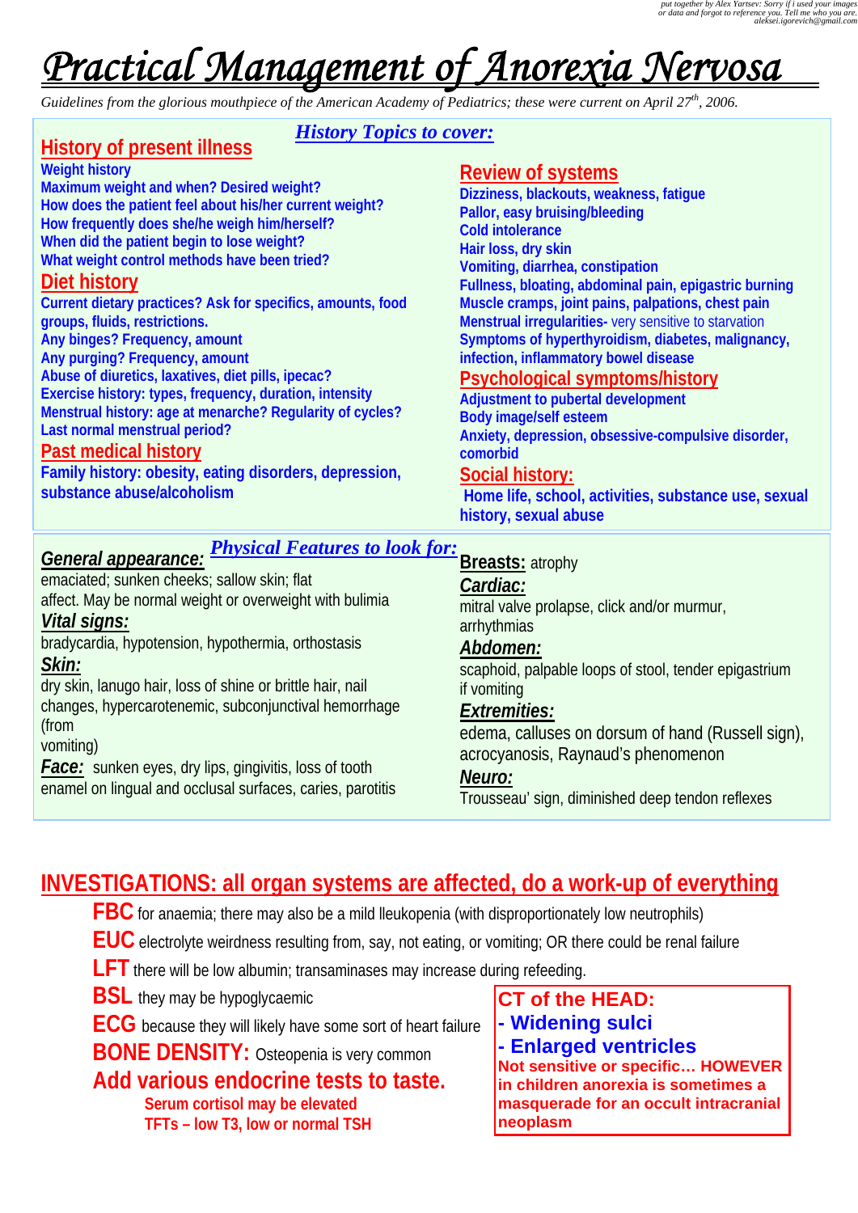*put together by Alex Yartsev: Sorry if i used your images or data and forgot to reference you. Tell me who you are. aleksei.igorevich@gmail.com*

# *Practical Management of Anorexia Nervosa*

*Guidelines from the glorious mouthpiece of the American Academy of Pediatrics; these were current on April 27th, 2006.*

## *History Topics to cover:*

### History of present illness

**Weight history**
**Maximum weight and when? Desired weight?**
**How does the patient feel about his/her current weight?**
**How frequently does she/he weigh him/herself?**
**When did the patient begin to lose weight?**
**What weight control methods have been tried?**

### Diet history

**Current dietary practices? Ask for specifics, amounts, food groups, fluids, restrictions.**
**Any binges? Frequency, amount**
**Any purging? Frequency, amount**
**Abuse of diuretics, laxatives, diet pills, ipecac?**
**Exercise history: types, frequency, duration, intensity**
**Menstrual history: age at menarche? Regularity of cycles?**
**Last normal menstrual period?**

### Past medical history

**Family history: obesity, eating disorders, depression, substance abuse/alcoholism**

### Review of systems

**Dizziness, blackouts, weakness, fatigue**
**Pallor, easy bruising/bleeding**
**Cold intolerance**
**Hair loss, dry skin**
**Vomiting, diarrhea, constipation**
**Fullness, bloating, abdominal pain, epigastric burning**
**Muscle cramps, joint pains, palpations, chest pain**
**Menstrual irregularities-** very sensitive to starvation
**Symptoms of hyperthyroidism, diabetes, malignancy, infection, inflammatory bowel disease**

### Psychological symptoms/history

**Adjustment to pubertal development**
**Body image/self esteem**
**Anxiety, depression, obsessive-compulsive disorder, comorbid**

### Social history:

**Home life, school, activities, substance use, sexual history, sexual abuse**

## *Physical Features to look for:*

***General appearance:***
emaciated; sunken cheeks; sallow skin; flat affect. May be normal weight or overweight with bulimia

***Vital signs:***
bradycardia, hypotension, hypothermia, orthostasis

***Skin:***
dry skin, lanugo hair, loss of shine or brittle hair, nail changes, hypercarotenemic, subconjunctival hemorrhage (from vomiting)

***Face:*** sunken eyes, dry lips, gingivitis, loss of tooth enamel on lingual and occlusal surfaces, caries, parotitis

**Breasts:** atrophy

***Cardiac:***
mitral valve prolapse, click and/or murmur, arrhythmias

***Abdomen:***
scaphoid, palpable loops of stool, tender epigastrium if vomiting

***Extremities:***
edema, calluses on dorsum of hand (Russell sign), acrocyanosis, Raynaud's phenomenon

***Neuro:***
Trousseau' sign, diminished deep tendon reflexes

## INVESTIGATIONS: all organ systems are affected, do a work-up of everything

**FBC** for anaemia; there may also be a mild lleukopenia (with disproportionately low neutrophils)

**EUC** electrolyte weirdness resulting from, say, not eating, or vomiting; OR there could be renal failure

**LFT** there will be low albumin; transaminases may increase during refeeding.

**BSL** they may be hypoglycaemic

**ECG** because they will likely have some sort of heart failure

**BONE DENSITY:** Osteopenia is very common

**Add various endocrine tests to taste.**
- Serum cortisol may be elevated
- TFTs – low T3, low or normal TSH

**CT of the HEAD:**
- **Widening sulci**
- **Enlarged ventricles**

**Not sensitive or specific… HOWEVER in children anorexia is sometimes a masquerade for an occult intracranial neoplasm**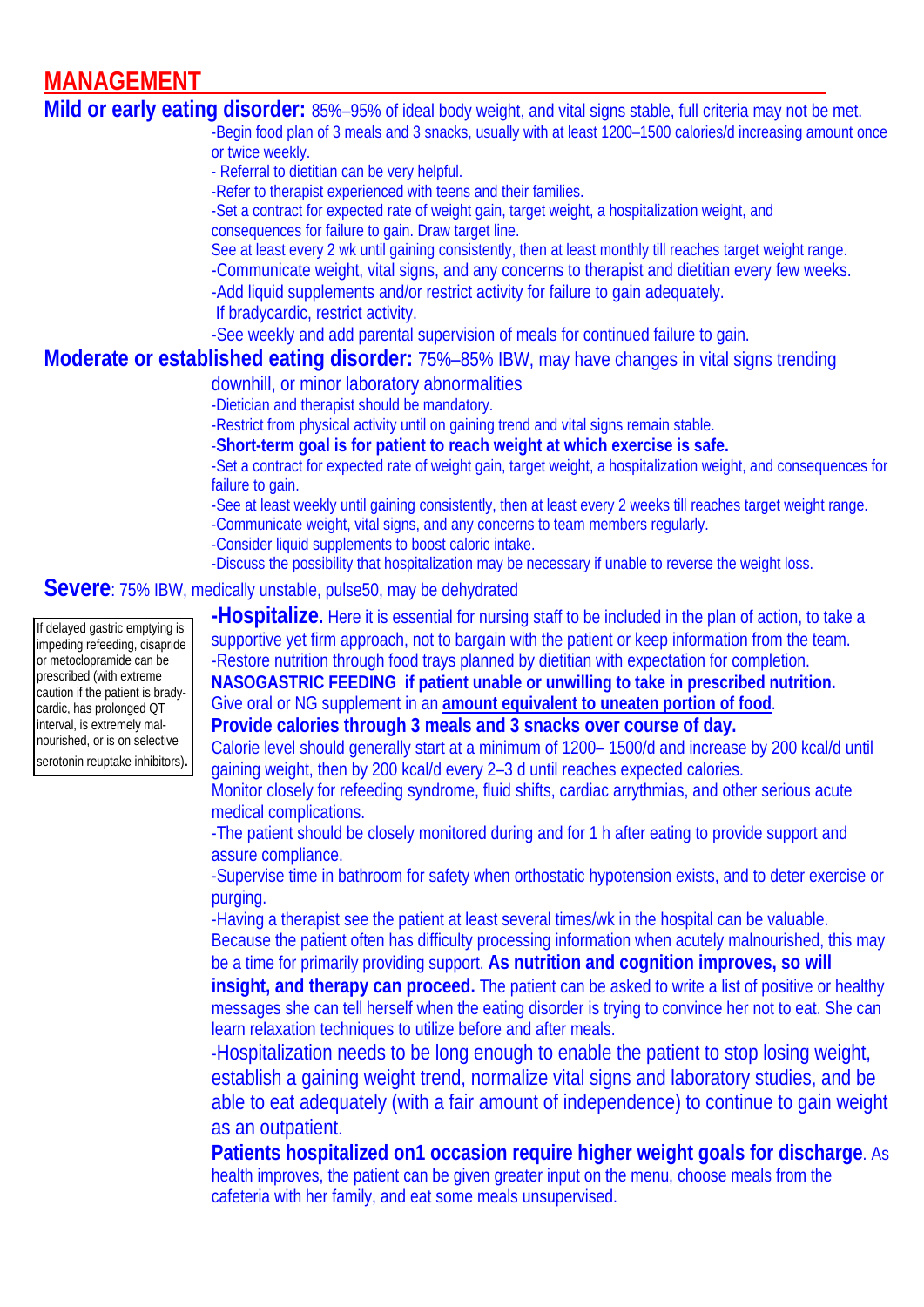# MANAGEMENT

**Mild or early eating disorder:** 85%–95% of ideal body weight, and vital signs stable, full criteria may not be met.

-Begin food plan of 3 meals and 3 snacks, usually with at least 1200–1500 calories/d increasing amount once or twice weekly.

- Referral to dietitian can be very helpful.

-Refer to therapist experienced with teens and their families.

-Set a contract for expected rate of weight gain, target weight, a hospitalization weight, and consequences for failure to gain. Draw target line.

See at least every 2 wk until gaining consistently, then at least monthly till reaches target weight range.

-Communicate weight, vital signs, and any concerns to therapist and dietitian every few weeks.

-Add liquid supplements and/or restrict activity for failure to gain adequately.
If bradycardic, restrict activity.

-See weekly and add parental supervision of meals for continued failure to gain.

**Moderate or established eating disorder:** 75%–85% IBW, may have changes in vital signs trending downhill, or minor laboratory abnormalities

-Dietician and therapist should be mandatory.

-Restrict from physical activity until on gaining trend and vital signs remain stable.

-**Short-term goal is for patient to reach weight at which exercise is safe.**

-Set a contract for expected rate of weight gain, target weight, a hospitalization weight, and consequences for failure to gain.

-See at least weekly until gaining consistently, then at least every 2 weeks till reaches target weight range.

-Communicate weight, vital signs, and any concerns to team members regularly.

-Consider liquid supplements to boost caloric intake.

-Discuss the possibility that hospitalization may be necessary if unable to reverse the weight loss.

**Severe**: 75% IBW, medically unstable, pulse50, may be dehydrated

> If delayed gastric emptying is impeding refeeding, cisapride or metoclopramide can be prescribed (with extreme caution if the patient is brady-cardic, has prolonged QT interval, is extremely mal-nourished, or is on selective serotonin reuptake inhibitors).

**-Hospitalize.** Here it is essential for nursing staff to be included in the plan of action, to take a supportive yet firm approach, not to bargain with the patient or keep information from the team.

-Restore nutrition through food trays planned by dietitian with expectation for completion.

**NASOGASTRIC FEEDING if patient unable or unwilling to take in prescribed nutrition.**

Give oral or NG supplement in an **amount equivalent to uneaten portion of food**.

**Provide calories through 3 meals and 3 snacks over course of day.**

Calorie level should generally start at a minimum of 1200– 1500/d and increase by 200 kcal/d until gaining weight, then by 200 kcal/d every 2–3 d until reaches expected calories.

Monitor closely for refeeding syndrome, fluid shifts, cardiac arrythmias, and other serious acute medical complications.

-The patient should be closely monitored during and for 1 h after eating to provide support and assure compliance.

-Supervise time in bathroom for safety when orthostatic hypotension exists, and to deter exercise or purging.

-Having a therapist see the patient at least several times/wk in the hospital can be valuable. Because the patient often has difficulty processing information when acutely malnourished, this may be a time for primarily providing support. **As nutrition and cognition improves, so will insight, and therapy can proceed.** The patient can be asked to write a list of positive or healthy messages she can tell herself when the eating disorder is trying to convince her not to eat. She can learn relaxation techniques to utilize before and after meals.

-Hospitalization needs to be long enough to enable the patient to stop losing weight, establish a gaining weight trend, normalize vital signs and laboratory studies, and be able to eat adequately (with a fair amount of independence) to continue to gain weight as an outpatient.

**Patients hospitalized on1 occasion require higher weight goals for discharge**. As health improves, the patient can be given greater input on the menu, choose meals from the cafeteria with her family, and eat some meals unsupervised.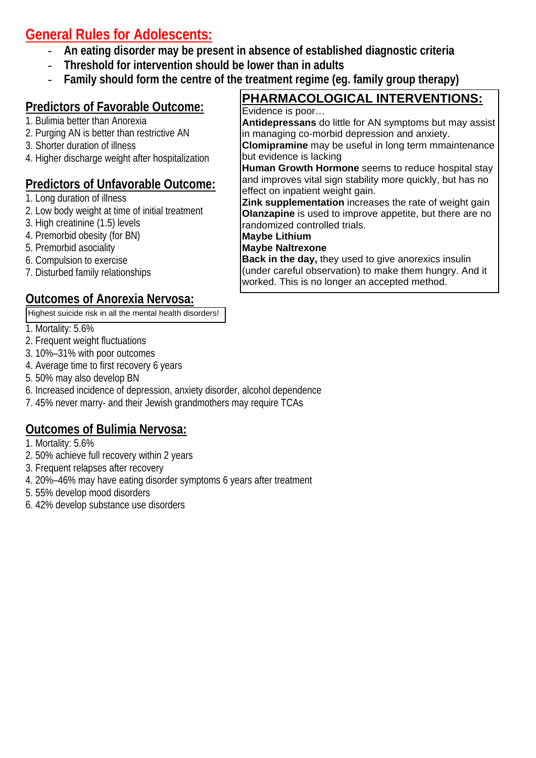## General Rules for Adolescents:

- **An eating disorder may be present in absence of established diagnostic criteria**
- **Threshold for intervention should be lower than in adults**
- **Family should form the centre of the treatment regime (eg. family group therapy)**

### Predictors of Favorable Outcome:

1. Bulimia better than Anorexia
2. Purging AN is better than restrictive AN
3. Shorter duration of illness
4. Higher discharge weight after hospitalization

### Predictors of Unfavorable Outcome:

1. Long duration of illness
2. Low body weight at time of initial treatment
3. High creatinine (1.5) levels
4. Premorbid obesity (for BN)
5. Premorbid asociality
6. Compulsion to exercise
7. Disturbed family relationships

### Outcomes of Anorexia Nervosa:

Highest suicide risk in all the mental health disorders!

1. Mortality: 5.6%
2. Frequent weight fluctuations
3. 10%–31% with poor outcomes
4. Average time to first recovery 6 years
5. 50% may also develop BN
6. Increased incidence of depression, anxiety disorder, alcohol dependence
7. 45% never marry- and their Jewish grandmothers may require TCAs

### Outcomes of Bulimia Nervosa:

1. Mortality: 5.6%
2. 50% achieve full recovery within 2 years
3. Frequent relapses after recovery
4. 20%–46% may have eating disorder symptoms 6 years after treatment
5. 55% develop mood disorders
6. 42% develop substance use disorders

### PHARMACOLOGICAL INTERVENTIONS:

Evidence is poor…

**Antidepressans** do little for AN symptoms but may assist in managing co-morbid depression and anxiety.

**Clomipramine** may be useful in long term mmaintenance but evidence is lacking

**Human Growth Hormone** seems to reduce hospital stay and improves vital sign stability more quickly, but has no effect on inpatient weight gain.

**Zink supplementation** increases the rate of weight gain

**Olanzapine** is used to improve appetite, but there are no randomized controlled trials.

**Maybe Lithium**

**Maybe Naltrexone**

**Back in the day,** they used to give anorexics insulin (under careful observation) to make them hungry. And it worked. This is no longer an accepted method.